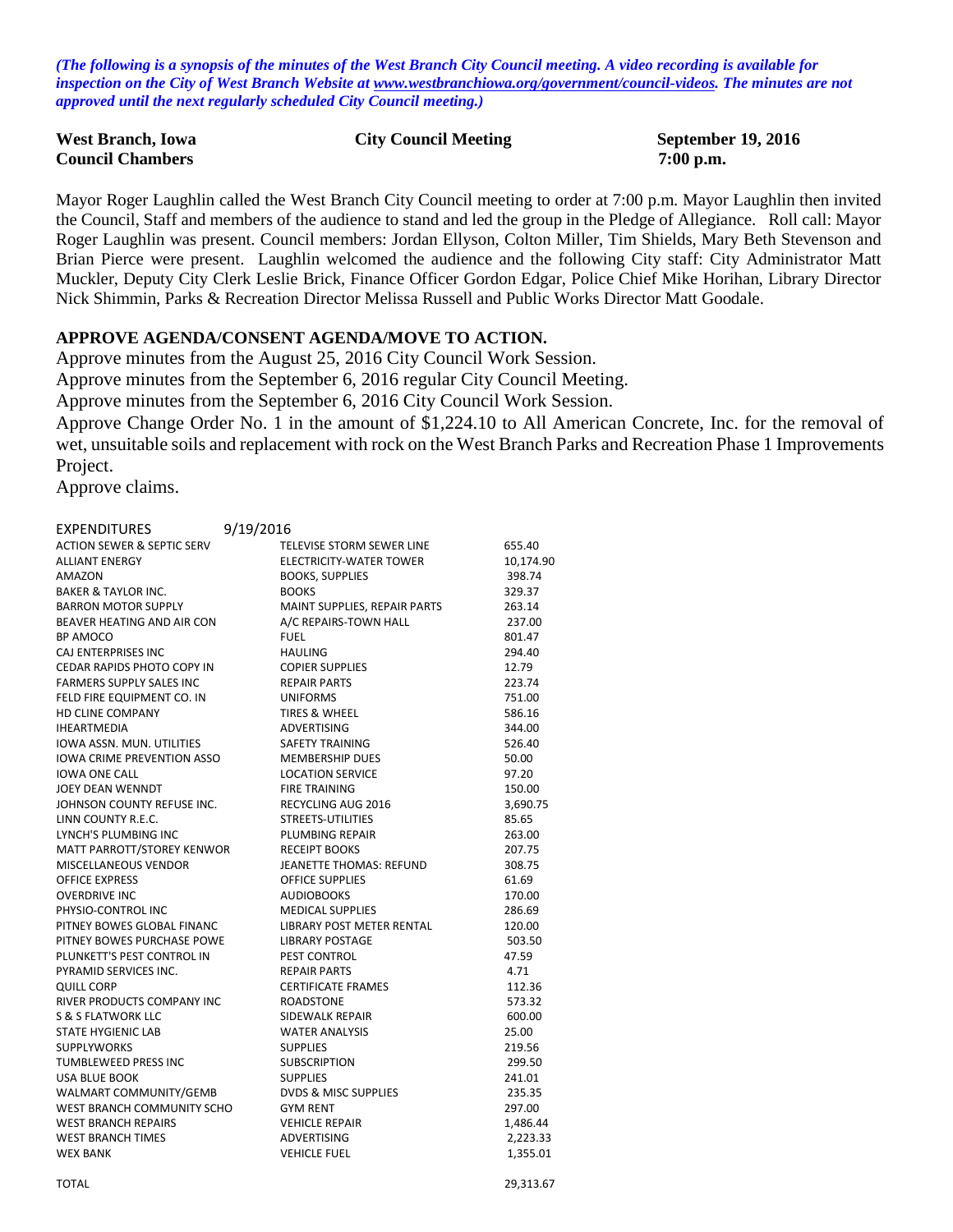*(The following is a synopsis of the minutes of the West Branch City Council meeting. A video recording is available for inspection on the City of West Branch Website at www.westbranchiowa.org/government/council-videos. The minutes are not approved until the next regularly scheduled City Council meeting.)*

**West Branch, Iowa** **City Council Meeting** **September 19, 2016**
**Council Chambers** **7:00 p.m.**

Mayor Roger Laughlin called the West Branch City Council meeting to order at 7:00 p.m. Mayor Laughlin then invited the Council, Staff and members of the audience to stand and led the group in the Pledge of Allegiance. Roll call: Mayor Roger Laughlin was present. Council members: Jordan Ellyson, Colton Miller, Tim Shields, Mary Beth Stevenson and Brian Pierce were present. Laughlin welcomed the audience and the following City staff: City Administrator Matt Muckler, Deputy City Clerk Leslie Brick, Finance Officer Gordon Edgar, Police Chief Mike Horihan, Library Director Nick Shimmin, Parks & Recreation Director Melissa Russell and Public Works Director Matt Goodale.

**APPROVE AGENDA/CONSENT AGENDA/MOVE TO ACTION.**

Approve minutes from the August 25, 2016 City Council Work Session.

Approve minutes from the September 6, 2016 regular City Council Meeting.

Approve minutes from the September 6, 2016 City Council Work Session.

Approve Change Order No. 1 in the amount of $1,224.10 to All American Concrete, Inc. for the removal of wet, unsuitable soils and replacement with rock on the West Branch Parks and Recreation Phase 1 Improvements Project.

Approve claims.

| EXPENDITURES | 9/19/2016 | |
|---|---|---|
| ACTION SEWER & SEPTIC SERV | TELEVISE STORM SEWER LINE | 655.40 |
| ALLIANT ENERGY | ELECTRICITY-WATER TOWER | 10,174.90 |
| AMAZON | BOOKS, SUPPLIES | 398.74 |
| BAKER & TAYLOR INC. | BOOKS | 329.37 |
| BARRON MOTOR SUPPLY | MAINT SUPPLIES, REPAIR PARTS | 263.14 |
| BEAVER HEATING AND AIR CON | A/C REPAIRS-TOWN HALL | 237.00 |
| BP AMOCO | FUEL | 801.47 |
| CAJ ENTERPRISES INC | HAULING | 294.40 |
| CEDAR RAPIDS PHOTO COPY IN | COPIER SUPPLIES | 12.79 |
| FARMERS SUPPLY SALES INC | REPAIR PARTS | 223.74 |
| FELD FIRE EQUIPMENT CO. IN | UNIFORMS | 751.00 |
| HD CLINE COMPANY | TIRES & WHEEL | 586.16 |
| IHEARTMEDIA | ADVERTISING | 344.00 |
| IOWA ASSN. MUN. UTILITIES | SAFETY TRAINING | 526.40 |
| IOWA CRIME PREVENTION ASSO | MEMBERSHIP DUES | 50.00 |
| IOWA ONE CALL | LOCATION SERVICE | 97.20 |
| JOEY DEAN WENNDT | FIRE TRAINING | 150.00 |
| JOHNSON COUNTY REFUSE INC. | RECYCLING AUG 2016 | 3,690.75 |
| LINN COUNTY R.E.C. | STREETS-UTILITIES | 85.65 |
| LYNCH'S PLUMBING INC | PLUMBING REPAIR | 263.00 |
| MATT PARROTT/STOREY KENWOR | RECEIPT BOOKS | 207.75 |
| MISCELLANEOUS VENDOR | JEANETTE THOMAS: REFUND | 308.75 |
| OFFICE EXPRESS | OFFICE SUPPLIES | 61.69 |
| OVERDRIVE INC | AUDIOBOOKS | 170.00 |
| PHYSIO-CONTROL INC | MEDICAL SUPPLIES | 286.69 |
| PITNEY BOWES GLOBAL FINANC | LIBRARY POST METER RENTAL | 120.00 |
| PITNEY BOWES PURCHASE POWE | LIBRARY POSTAGE | 503.50 |
| PLUNKETT'S PEST CONTROL IN | PEST CONTROL | 47.59 |
| PYRAMID SERVICES INC. | REPAIR PARTS | 4.71 |
| QUILL CORP | CERTIFICATE FRAMES | 112.36 |
| RIVER PRODUCTS COMPANY INC | ROADSTONE | 573.32 |
| S & S FLATWORK LLC | SIDEWALK REPAIR | 600.00 |
| STATE HYGIENIC LAB | WATER ANALYSIS | 25.00 |
| SUPPLYWORKS | SUPPLIES | 219.56 |
| TUMBLEWEED PRESS INC | SUBSCRIPTION | 299.50 |
| USA BLUE BOOK | SUPPLIES | 241.01 |
| WALMART COMMUNITY/GEMB | DVDS & MISC SUPPLIES | 235.35 |
| WEST BRANCH COMMUNITY SCHO | GYM RENT | 297.00 |
| WEST BRANCH REPAIRS | VEHICLE REPAIR | 1,486.44 |
| WEST BRANCH TIMES | ADVERTISING | 2,223.33 |
| WEX BANK | VEHICLE FUEL | 1,355.01 |
| | | |
| TOTAL | | 29,313.67 |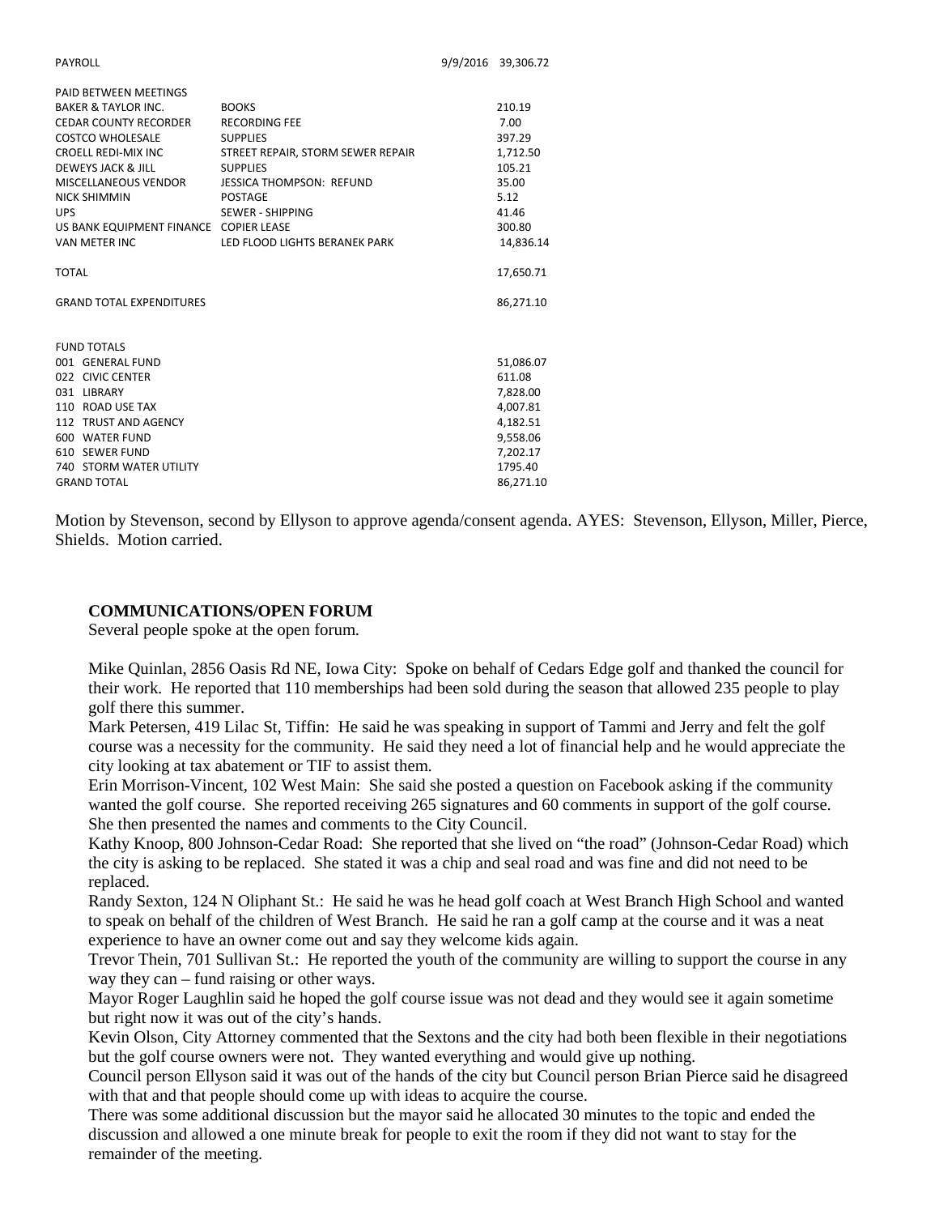| PAYROLL | | 9/9/2016 | 39,306.72 |
|---|---|---|---|
| | | | |
| PAID BETWEEN MEETINGS | | | |
| BAKER & TAYLOR INC. | BOOKS | | 210.19 |
| CEDAR COUNTY RECORDER | RECORDING FEE | | 7.00 |
| COSTCO WHOLESALE | SUPPLIES | | 397.29 |
| CROELL REDI-MIX INC | STREET REPAIR, STORM SEWER REPAIR | | 1,712.50 |
| DEWEYS JACK & JILL | SUPPLIES | | 105.21 |
| MISCELLANEOUS VENDOR | JESSICA THOMPSON: REFUND | | 35.00 |
| NICK SHIMMIN | POSTAGE | | 5.12 |
| UPS | SEWER - SHIPPING | | 41.46 |
| US BANK EQUIPMENT FINANCE | COPIER LEASE | | 300.80 |
| VAN METER INC | LED FLOOD LIGHTS BERANEK PARK | | 14,836.14 |
| | | | |
| TOTAL | | | 17,650.71 |
| | | | |
| GRAND TOTAL EXPENDITURES | | | 86,271.10 |

| FUND TOTALS | |
|---|---|
| 001 GENERAL FUND | 51,086.07 |
| 022 CIVIC CENTER | 611.08 |
| 031 LIBRARY | 7,828.00 |
| 110 ROAD USE TAX | 4,007.81 |
| 112 TRUST AND AGENCY | 4,182.51 |
| 600 WATER FUND | 9,558.06 |
| 610 SEWER FUND | 7,202.17 |
| 740 STORM WATER UTILITY | 1795.40 |
| GRAND TOTAL | 86,271.10 |

Motion by Stevenson, second by Ellyson to approve agenda/consent agenda. AYES: Stevenson, Ellyson, Miller, Pierce, Shields. Motion carried.

**COMMUNICATIONS/OPEN FORUM**

Several people spoke at the open forum.

Mike Quinlan, 2856 Oasis Rd NE, Iowa City: Spoke on behalf of Cedars Edge golf and thanked the council for their work. He reported that 110 memberships had been sold during the season that allowed 235 people to play golf there this summer.

Mark Petersen, 419 Lilac St, Tiffin: He said he was speaking in support of Tammi and Jerry and felt the golf course was a necessity for the community. He said they need a lot of financial help and he would appreciate the city looking at tax abatement or TIF to assist them.

Erin Morrison-Vincent, 102 West Main: She said she posted a question on Facebook asking if the community wanted the golf course. She reported receiving 265 signatures and 60 comments in support of the golf course. She then presented the names and comments to the City Council.

Kathy Knoop, 800 Johnson-Cedar Road: She reported that she lived on "the road" (Johnson-Cedar Road) which the city is asking to be replaced. She stated it was a chip and seal road and was fine and did not need to be replaced.

Randy Sexton, 124 N Oliphant St.: He said he was he head golf coach at West Branch High School and wanted to speak on behalf of the children of West Branch. He said he ran a golf camp at the course and it was a neat experience to have an owner come out and say they welcome kids again.

Trevor Thein, 701 Sullivan St.: He reported the youth of the community are willing to support the course in any way they can – fund raising or other ways.

Mayor Roger Laughlin said he hoped the golf course issue was not dead and they would see it again sometime but right now it was out of the city's hands.

Kevin Olson, City Attorney commented that the Sextons and the city had both been flexible in their negotiations but the golf course owners were not. They wanted everything and would give up nothing.

Council person Ellyson said it was out of the hands of the city but Council person Brian Pierce said he disagreed with that and that people should come up with ideas to acquire the course.

There was some additional discussion but the mayor said he allocated 30 minutes to the topic and ended the discussion and allowed a one minute break for people to exit the room if they did not want to stay for the remainder of the meeting.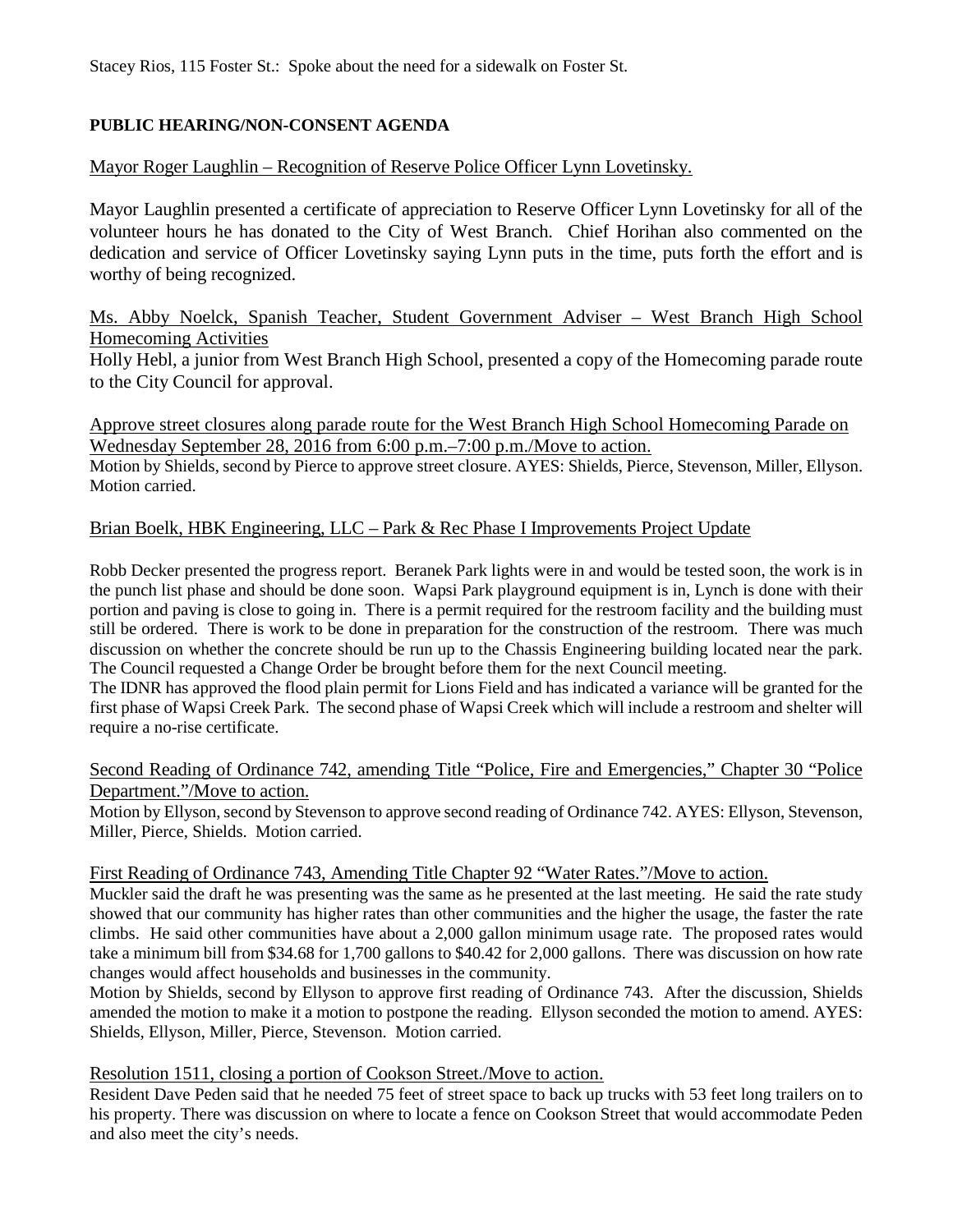Stacey Rios, 115 Foster St.: Spoke about the need for a sidewalk on Foster St.

**PUBLIC HEARING/NON-CONSENT AGENDA**

Mayor Roger Laughlin – Recognition of Reserve Police Officer Lynn Lovetinsky.

Mayor Laughlin presented a certificate of appreciation to Reserve Officer Lynn Lovetinsky for all of the volunteer hours he has donated to the City of West Branch. Chief Horihan also commented on the dedication and service of Officer Lovetinsky saying Lynn puts in the time, puts forth the effort and is worthy of being recognized.

Ms. Abby Noelck, Spanish Teacher, Student Government Adviser – West Branch High School Homecoming Activities

Holly Hebl, a junior from West Branch High School, presented a copy of the Homecoming parade route to the City Council for approval.

Approve street closures along parade route for the West Branch High School Homecoming Parade on Wednesday September 28, 2016 from 6:00 p.m.–7:00 p.m./Move to action.

Motion by Shields, second by Pierce to approve street closure. AYES: Shields, Pierce, Stevenson, Miller, Ellyson. Motion carried.

Brian Boelk, HBK Engineering, LLC – Park & Rec Phase I Improvements Project Update

Robb Decker presented the progress report. Beranek Park lights were in and would be tested soon, the work is in the punch list phase and should be done soon. Wapsi Park playground equipment is in, Lynch is done with their portion and paving is close to going in. There is a permit required for the restroom facility and the building must still be ordered. There is work to be done in preparation for the construction of the restroom. There was much discussion on whether the concrete should be run up to the Chassis Engineering building located near the park. The Council requested a Change Order be brought before them for the next Council meeting.

The IDNR has approved the flood plain permit for Lions Field and has indicated a variance will be granted for the first phase of Wapsi Creek Park. The second phase of Wapsi Creek which will include a restroom and shelter will require a no-rise certificate.

Second Reading of Ordinance 742, amending Title "Police, Fire and Emergencies," Chapter 30 "Police Department."/Move to action.

Motion by Ellyson, second by Stevenson to approve second reading of Ordinance 742. AYES: Ellyson, Stevenson, Miller, Pierce, Shields. Motion carried.

First Reading of Ordinance 743, Amending Title Chapter 92 "Water Rates."/Move to action.

Muckler said the draft he was presenting was the same as he presented at the last meeting. He said the rate study showed that our community has higher rates than other communities and the higher the usage, the faster the rate climbs. He said other communities have about a 2,000 gallon minimum usage rate. The proposed rates would take a minimum bill from $34.68 for 1,700 gallons to $40.42 for 2,000 gallons. There was discussion on how rate changes would affect households and businesses in the community.

Motion by Shields, second by Ellyson to approve first reading of Ordinance 743. After the discussion, Shields amended the motion to make it a motion to postpone the reading. Ellyson seconded the motion to amend. AYES: Shields, Ellyson, Miller, Pierce, Stevenson. Motion carried.

Resolution 1511, closing a portion of Cookson Street./Move to action.

Resident Dave Peden said that he needed 75 feet of street space to back up trucks with 53 feet long trailers on to his property. There was discussion on where to locate a fence on Cookson Street that would accommodate Peden and also meet the city's needs.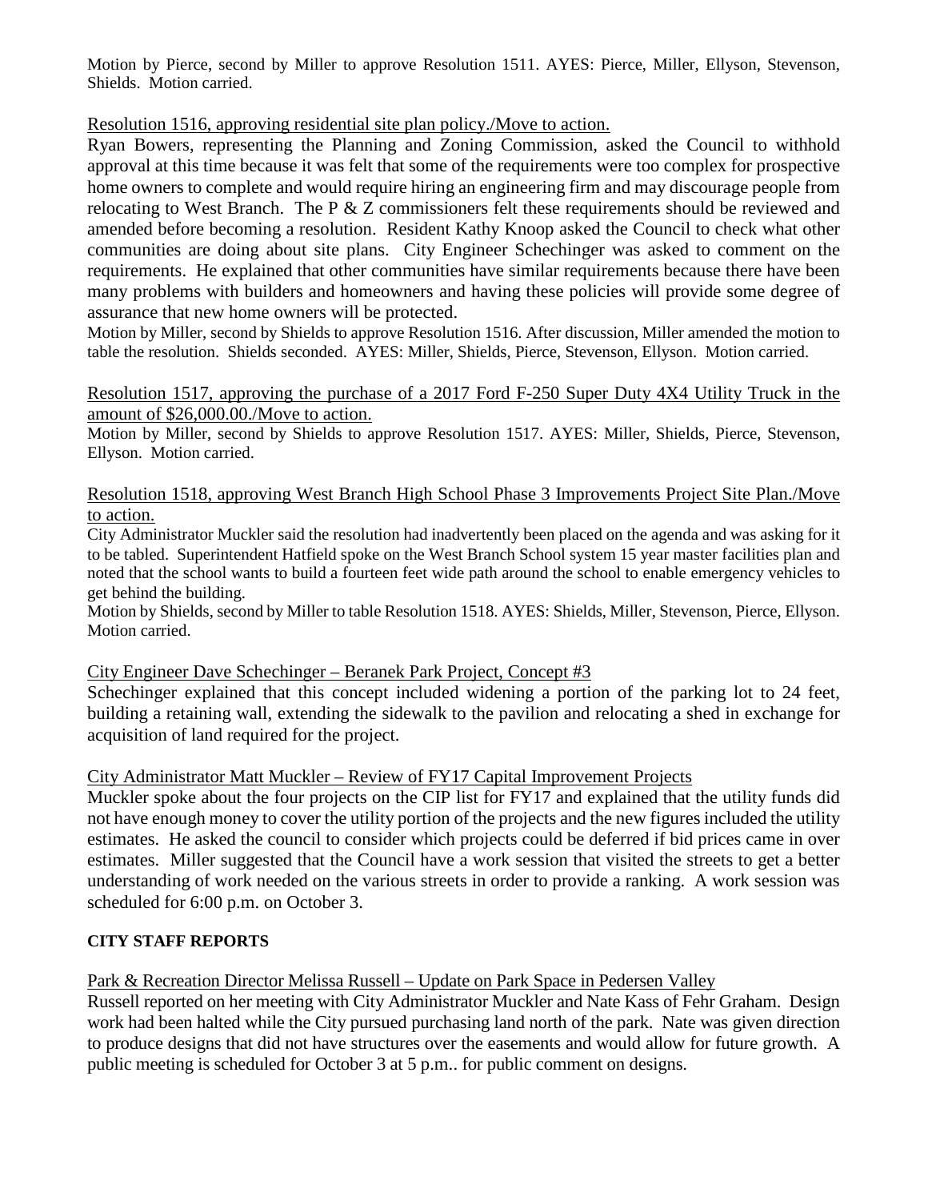Motion by Pierce, second by Miller to approve Resolution 1511. AYES: Pierce, Miller, Ellyson, Stevenson, Shields. Motion carried.

Resolution 1516, approving residential site plan policy./Move to action.

Ryan Bowers, representing the Planning and Zoning Commission, asked the Council to withhold approval at this time because it was felt that some of the requirements were too complex for prospective home owners to complete and would require hiring an engineering firm and may discourage people from relocating to West Branch. The P & Z commissioners felt these requirements should be reviewed and amended before becoming a resolution. Resident Kathy Knoop asked the Council to check what other communities are doing about site plans. City Engineer Schechinger was asked to comment on the requirements. He explained that other communities have similar requirements because there have been many problems with builders and homeowners and having these policies will provide some degree of assurance that new home owners will be protected.

Motion by Miller, second by Shields to approve Resolution 1516. After discussion, Miller amended the motion to table the resolution. Shields seconded. AYES: Miller, Shields, Pierce, Stevenson, Ellyson. Motion carried.

Resolution 1517, approving the purchase of a 2017 Ford F-250 Super Duty 4X4 Utility Truck in the amount of $26,000.00./Move to action.

Motion by Miller, second by Shields to approve Resolution 1517. AYES: Miller, Shields, Pierce, Stevenson, Ellyson. Motion carried.

Resolution 1518, approving West Branch High School Phase 3 Improvements Project Site Plan./Move to action.

City Administrator Muckler said the resolution had inadvertently been placed on the agenda and was asking for it to be tabled. Superintendent Hatfield spoke on the West Branch School system 15 year master facilities plan and noted that the school wants to build a fourteen feet wide path around the school to enable emergency vehicles to get behind the building.

Motion by Shields, second by Miller to table Resolution 1518. AYES: Shields, Miller, Stevenson, Pierce, Ellyson. Motion carried.

City Engineer Dave Schechinger – Beranek Park Project, Concept #3

Schechinger explained that this concept included widening a portion of the parking lot to 24 feet, building a retaining wall, extending the sidewalk to the pavilion and relocating a shed in exchange for acquisition of land required for the project.

City Administrator Matt Muckler – Review of FY17 Capital Improvement Projects

Muckler spoke about the four projects on the CIP list for FY17 and explained that the utility funds did not have enough money to cover the utility portion of the projects and the new figures included the utility estimates. He asked the council to consider which projects could be deferred if bid prices came in over estimates. Miller suggested that the Council have a work session that visited the streets to get a better understanding of work needed on the various streets in order to provide a ranking. A work session was scheduled for 6:00 p.m. on October 3.

**CITY STAFF REPORTS**

Park & Recreation Director Melissa Russell – Update on Park Space in Pedersen Valley

Russell reported on her meeting with City Administrator Muckler and Nate Kass of Fehr Graham. Design work had been halted while the City pursued purchasing land north of the park. Nate was given direction to produce designs that did not have structures over the easements and would allow for future growth. A public meeting is scheduled for October 3 at 5 p.m.. for public comment on designs.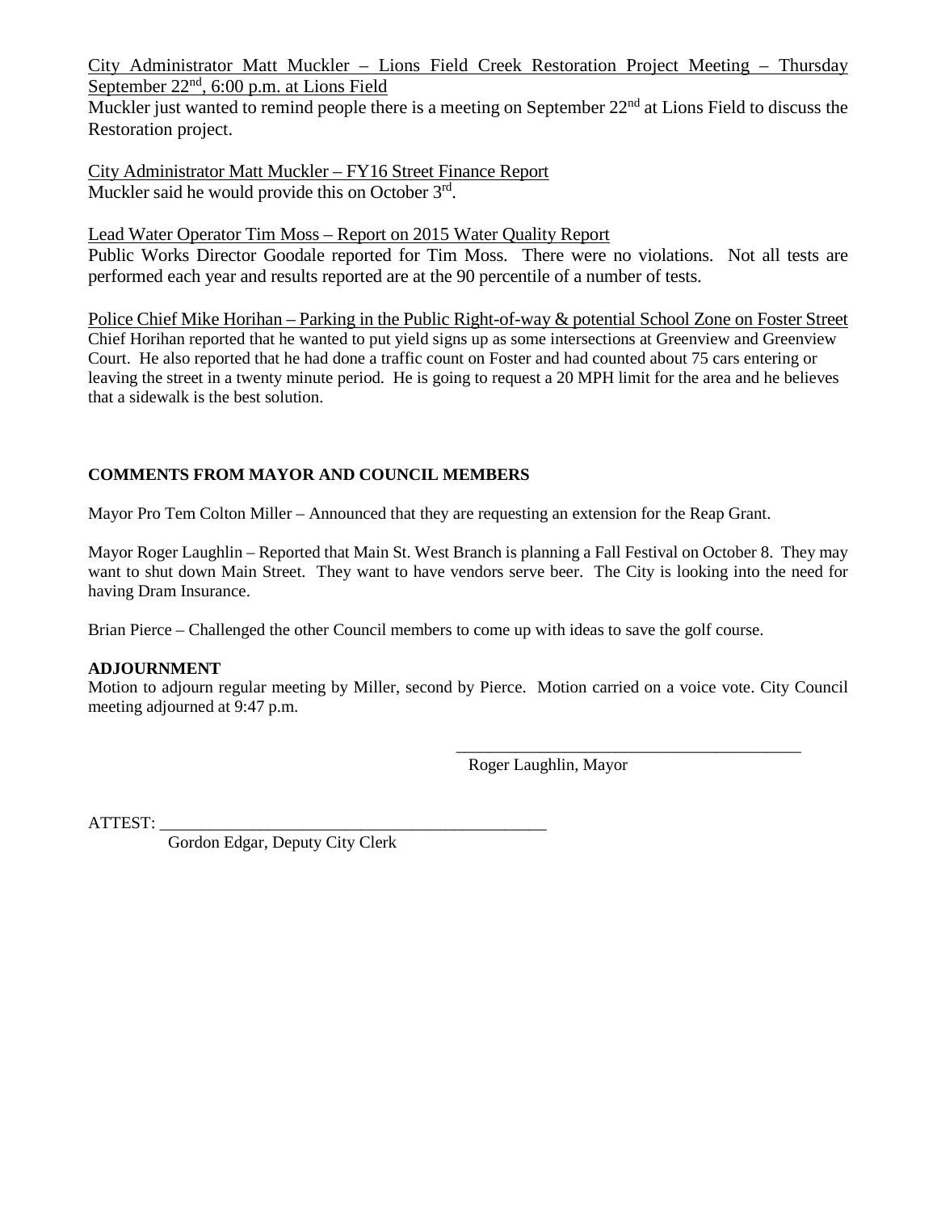City Administrator Matt Muckler – Lions Field Creek Restoration Project Meeting – Thursday September 22nd, 6:00 p.m. at Lions Field

Muckler just wanted to remind people there is a meeting on September 22nd at Lions Field to discuss the Restoration project.

City Administrator Matt Muckler – FY16 Street Finance Report

Muckler said he would provide this on October 3rd.

Lead Water Operator Tim Moss – Report on 2015 Water Quality Report

Public Works Director Goodale reported for Tim Moss. There were no violations. Not all tests are performed each year and results reported are at the 90 percentile of a number of tests.

Police Chief Mike Horihan – Parking in the Public Right-of-way & potential School Zone on Foster Street

Chief Horihan reported that he wanted to put yield signs up as some intersections at Greenview and Greenview Court. He also reported that he had done a traffic count on Foster and had counted about 75 cars entering or leaving the street in a twenty minute period. He is going to request a 20 MPH limit for the area and he believes that a sidewalk is the best solution.

**COMMENTS FROM MAYOR AND COUNCIL MEMBERS**

Mayor Pro Tem Colton Miller – Announced that they are requesting an extension for the Reap Grant.

Mayor Roger Laughlin – Reported that Main St. West Branch is planning a Fall Festival on October 8. They may want to shut down Main Street. They want to have vendors serve beer. The City is looking into the need for having Dram Insurance.

Brian Pierce – Challenged the other Council members to come up with ideas to save the golf course.

**ADJOURNMENT**

Motion to adjourn regular meeting by Miller, second by Pierce. Motion carried on a voice vote. City Council meeting adjourned at 9:47 p.m.

\_\_\_\_\_\_\_\_\_\_\_\_\_\_\_\_\_\_\_\_\_\_\_\_\_\_\_\_\_\_\_\_\_\_\_\_\_\_\_\_\_\_

Roger Laughlin, Mayor

ATTEST: \_\_\_\_\_\_\_\_\_\_\_\_\_\_\_\_\_\_\_\_\_\_\_\_\_\_\_\_\_\_\_\_\_\_\_\_\_\_\_\_\_\_\_\_\_\_

Gordon Edgar, Deputy City Clerk